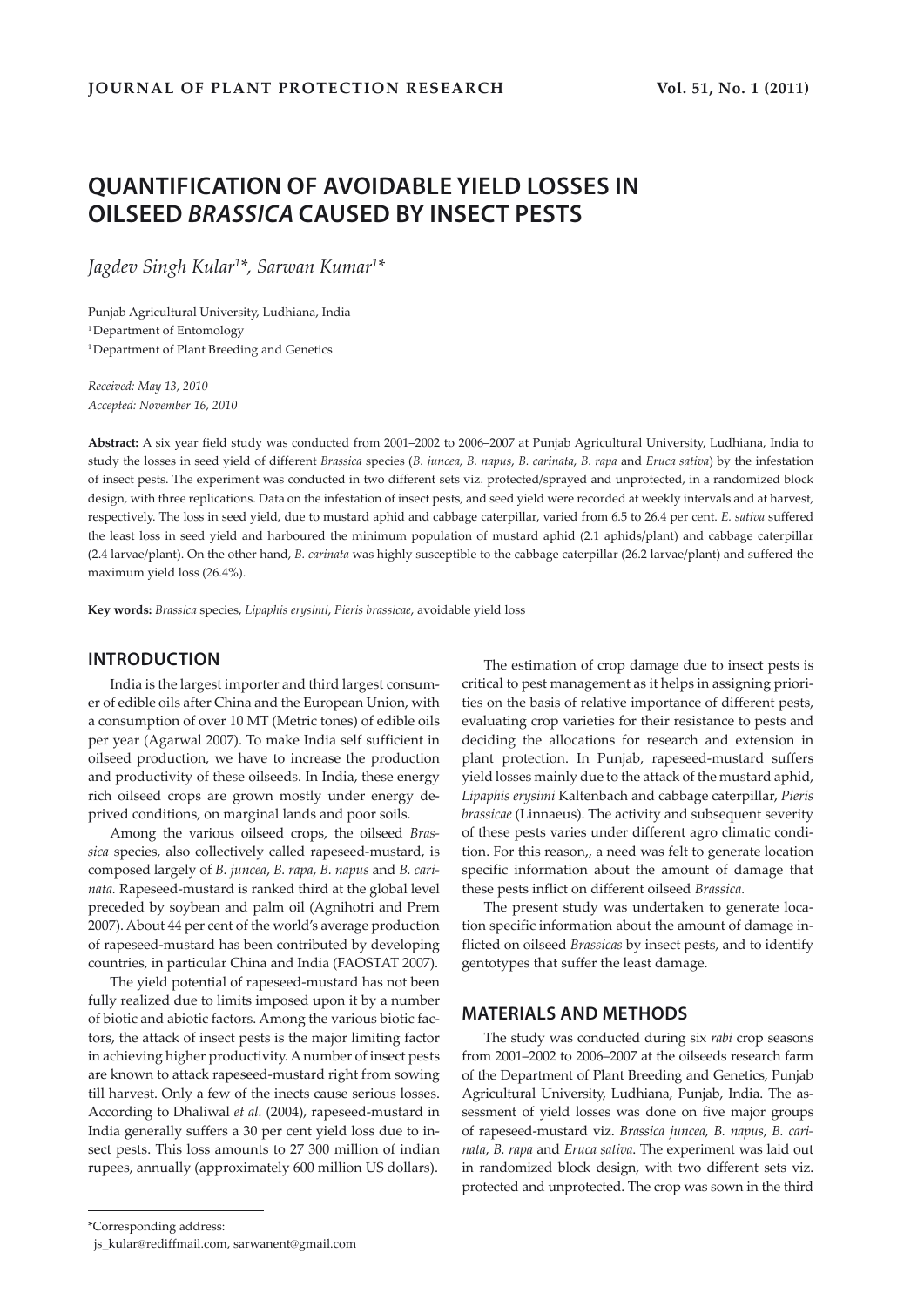# QUANTIFICATION OF AVOIDABLE YIELD LOSSES IN OILSEED *BRASSICA* CAUSED BY INSECT PESTS

*Jagdev Singh Kular[1]\*, Sarwan Kumar[1]\**

Punjab Agricultural University, Ludhiana, India
[1] Department of Entomology
[1] Department of Plant Breeding and Genetics

*Received: May 13, 2010*
*Accepted: November 16, 2010*

**Abstract:** A six year field study was conducted from 2001–2002 to 2006–2007 at Punjab Agricultural University, Ludhiana, India to study the losses in seed yield of different *Brassica* species (*B. juncea*, *B. napus*, *B. carinata*, *B. rapa* and *Eruca sativa*) by the infestation of insect pests. The experiment was conducted in two different sets viz. protected/sprayed and unprotected, in a randomized block design, with three replications. Data on the infestation of insect pests, and seed yield were recorded at weekly intervals and at harvest, respectively. The loss in seed yield, due to mustard aphid and cabbage caterpillar, varied from 6.5 to 26.4 per cent. *E. sativa* suffered the least loss in seed yield and harboured the minimum population of mustard aphid (2.1 aphids/plant) and cabbage caterpillar (2.4 larvae/plant). On the other hand, *B. carinata* was highly susceptible to the cabbage caterpillar (26.2 larvae/plant) and suffered the maximum yield loss (26.4%).

**Key words:** *Brassica* species, *Lipaphis erysimi*, *Pieris brassicae*, avoidable yield loss

## INTRODUCTION

India is the largest importer and third largest consumer of edible oils after China and the European Union, with a consumption of over 10 MT (Metric tones) of edible oils per year (Agarwal 2007). To make India self sufficient in oilseed production, we have to increase the production and productivity of these oilseeds. In India, these energy rich oilseed crops are grown mostly under energy deprived conditions, on marginal lands and poor soils.

Among the various oilseed crops, the oilseed *Brassica* species, also collectively called rapeseed-mustard, is composed largely of *B. juncea*, *B. rapa*, *B. napus* and *B. carinata.* Rapeseed-mustard is ranked third at the global level preceded by soybean and palm oil (Agnihotri and Prem 2007). About 44 per cent of the world's average production of rapeseed-mustard has been contributed by developing countries, in particular China and India (FAOSTAT 2007).

The yield potential of rapeseed-mustard has not been fully realized due to limits imposed upon it by a number of biotic and abiotic factors. Among the various biotic factors, the attack of insect pests is the major limiting factor in achieving higher productivity. A number of insect pests are known to attack rapeseed-mustard right from sowing till harvest. Only a few of the inects cause serious losses. According to Dhaliwal *et al.* (2004), rapeseed-mustard in India generally suffers a 30 per cent yield loss due to insect pests. This loss amounts to 27 300 million of indian rupees, annually (approximately 600 million US dollars).

The estimation of crop damage due to insect pests is critical to pest management as it helps in assigning priorities on the basis of relative importance of different pests, evaluating crop varieties for their resistance to pests and deciding the allocations for research and extension in plant protection. In Punjab, rapeseed-mustard suffers yield losses mainly due to the attack of the mustard aphid, *Lipaphis erysimi* Kaltenbach and cabbage caterpillar, *Pieris brassicae* (Linnaeus). The activity and subsequent severity of these pests varies under different agro climatic conditions. For this reason,, a need was felt to generate location specific information about the amount of damage that these pests inflict on different oilseed *Brassica.*

The present study was undertaken to generate location specific information about the amount of damage inflicted on oilseed *Brassicas* by insect pests, and to identify gentotypes that suffer the least damage.

## MATERIALS AND METHODS

The study was conducted during six *rabi* crop seasons from 2001–2002 to 2006–2007 at the oilseeds research farm of the Department of Plant Breeding and Genetics, Punjab Agricultural University, Ludhiana, Punjab, India. The assessment of yield losses was done on five major groups of rapeseed-mustard viz. *Brassica juncea*, *B. napus*, *B. carinata*, *B. rapa* and *Eruca sativa*. The experiment was laid out in randomized block design, with two different sets viz. protected and unprotected. The crop was sown in the third

\*Corresponding address:
js_kular@rediffmail.com, sarwanent@gmail.com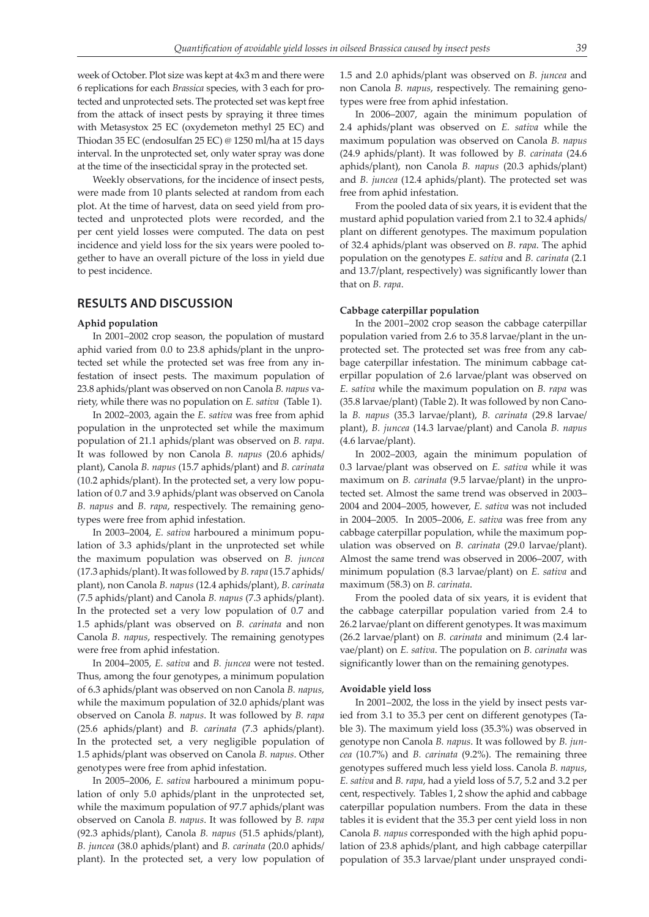week of October. Plot size was kept at 4x3 m and there were 6 replications for each *Brassica* species, with 3 each for protected and unprotected sets. The protected set was kept free from the attack of insect pests by spraying it three times with Metasystox 25 EC (oxydemeton methyl 25 EC) and Thiodan 35 EC (endosulfan 25 EC) @ 1250 ml/ha at 15 days interval. In the unprotected set, only water spray was done at the time of the insecticidal spray in the protected set.

Weekly observations, for the incidence of insect pests, were made from 10 plants selected at random from each plot. At the time of harvest, data on seed yield from protected and unprotected plots were recorded, and the per cent yield losses were computed. The data on pest incidence and yield loss for the six years were pooled together to have an overall picture of the loss in yield due to pest incidence.

## RESULTS AND DISCUSSION

### Aphid population

In 2001–2002 crop season, the population of mustard aphid varied from 0.0 to 23.8 aphids/plant in the unprotected set while the protected set was free from any infestation of insect pests. The maximum population of 23.8 aphids/plant was observed on non Canola *B. napus* variety, while there was no population on *E. sativa* (Table 1).

In 2002–2003, again the *E. sativa* was free from aphid population in the unprotected set while the maximum population of 21.1 aphids/plant was observed on *B. rapa*. It was followed by non Canola *B. napus* (20.6 aphids/plant), Canola *B. napus* (15.7 aphids/plant) and *B. carinata* (10.2 aphids/plant). In the protected set, a very low population of 0.7 and 3.9 aphids/plant was observed on Canola *B. napus* and *B. rapa*, respectively. The remaining genotypes were free from aphid infestation.

In 2003–2004, *E. sativa* harboured a minimum population of 3.3 aphids/plant in the unprotected set while the maximum population was observed on *B. juncea* (17.3 aphids/plant). It was followed by *B. rapa* (15.7 aphids/plant), non Canola *B. napus* (12.4 aphids/plant), *B. carinata* (7.5 aphids/plant) and Canola *B. napus* (7.3 aphids/plant). In the protected set a very low population of 0.7 and 1.5 aphids/plant was observed on *B. carinata* and non Canola *B. napus*, respectively. The remaining genotypes were free from aphid infestation.

In 2004–2005, *E. sativa* and *B. juncea* were not tested. Thus, among the four genotypes, a minimum population of 6.3 aphids/plant was observed on non Canola *B. napus*, while the maximum population of 32.0 aphids/plant was observed on Canola *B. napus*. It was followed by *B. rapa* (25.6 aphids/plant) and *B. carinata* (7.3 aphids/plant). In the protected set, a very negligible population of 1.5 aphids/plant was observed on Canola *B. napus*. Other genotypes were free from aphid infestation.

In 2005–2006, *E. sativa* harboured a minimum population of only 5.0 aphids/plant in the unprotected set, while the maximum population of 97.7 aphids/plant was observed on Canola *B. napus*. It was followed by *B. rapa* (92.3 aphids/plant), Canola *B. napus* (51.5 aphids/plant), *B. juncea* (38.0 aphids/plant) and *B. carinata* (20.0 aphids/plant). In the protected set, a very low population of 1.5 and 2.0 aphids/plant was observed on *B. juncea* and non Canola *B. napus*, respectively. The remaining genotypes were free from aphid infestation.

In 2006–2007, again the minimum population of 2.4 aphids/plant was observed on *E. sativa* while the maximum population was observed on Canola *B. napus* (24.9 aphids/plant). It was followed by *B. carinata* (24.6 aphids/plant), non Canola *B. napus* (20.3 aphids/plant) and *B. juncea* (12.4 aphids/plant). The protected set was free from aphid infestation.

From the pooled data of six years, it is evident that the mustard aphid population varied from 2.1 to 32.4 aphids/plant on different genotypes. The maximum population of 32.4 aphids/plant was observed on *B. rapa*. The aphid population on the genotypes *E. sativa* and *B. carinata* (2.1 and 13.7/plant, respectively) was significantly lower than that on *B. rapa*.

### Cabbage caterpillar population

In the 2001–2002 crop season the cabbage caterpillar population varied from 2.6 to 35.8 larvae/plant in the unprotected set. The protected set was free from any cabbage caterpillar infestation. The minimum cabbage caterpillar population of 2.6 larvae/plant was observed on *E. sativa* while the maximum population on *B. rapa* was (35.8 larvae/plant) (Table 2). It was followed by non Canola *B. napus* (35.3 larvae/plant), *B. carinata* (29.8 larvae/plant), *B. juncea* (14.3 larvae/plant) and Canola *B. napus* (4.6 larvae/plant).

In 2002–2003, again the minimum population of 0.3 larvae/plant was observed on *E. sativa* while it was maximum on *B. carinata* (9.5 larvae/plant) in the unprotected set. Almost the same trend was observed in 2003–2004 and 2004–2005, however, *E. sativa* was not included in 2004–2005. In 2005–2006, *E. sativa* was free from any cabbage caterpillar population, while the maximum population was observed on *B. carinata* (29.0 larvae/plant). Almost the same trend was observed in 2006–2007, with minimum population (8.3 larvae/plant) on *E. sativa* and maximum (58.3) on *B. carinata*.

From the pooled data of six years, it is evident that the cabbage caterpillar population varied from 2.4 to 26.2 larvae/plant on different genotypes. It was maximum (26.2 larvae/plant) on *B. carinata* and minimum (2.4 larvae/plant) on *E. sativa*. The population on *B. carinata* was significantly lower than on the remaining genotypes.

### Avoidable yield loss

In 2001–2002, the loss in the yield by insect pests varied from 3.1 to 35.3 per cent on different genotypes (Table 3). The maximum yield loss (35.3%) was observed in genotype non Canola *B. napus*. It was followed by *B. juncea* (10.7%) and *B. carinata* (9.2%). The remaining three genotypes suffered much less yield loss. Canola *B. napus*, *E. sativa* and *B. rapa*, had a yield loss of 5.7, 5.2 and 3.2 per cent, respectively. Tables 1, 2 show the aphid and cabbage caterpillar population numbers. From the data in these tables it is evident that the 35.3 per cent yield loss in non Canola *B. napus* corresponded with the high aphid population of 23.8 aphids/plant, and high cabbage caterpillar population of 35.3 larvae/plant under unsprayed condi-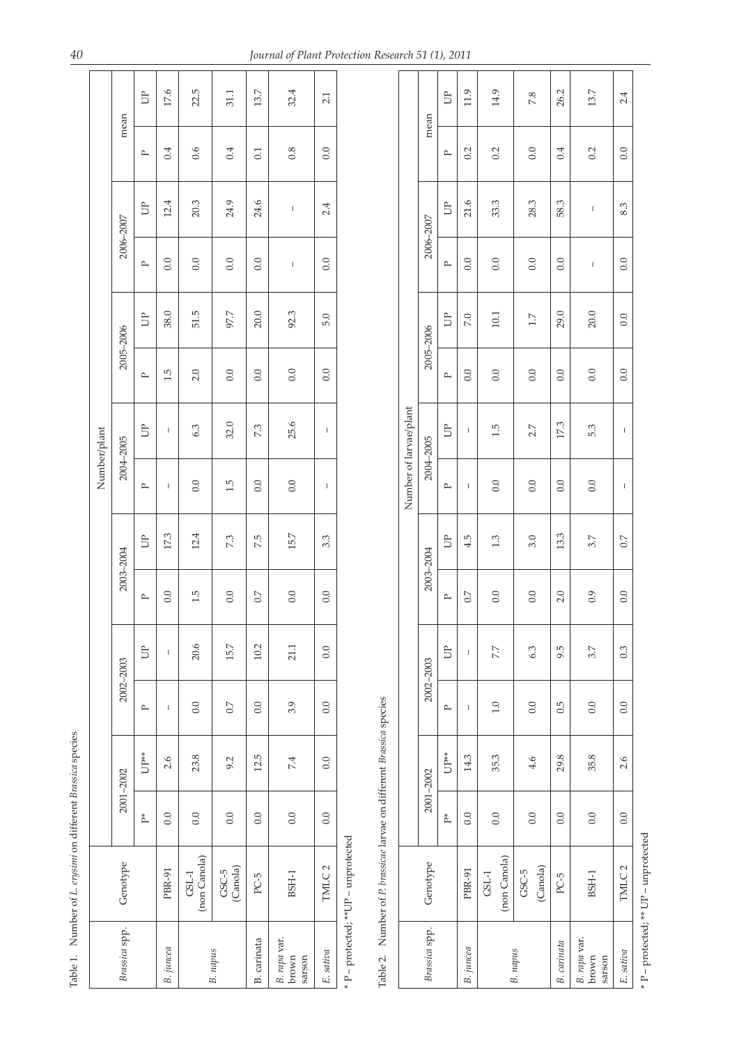Table 1. Number of *L. erysimi* on different *Brassica* species

| *Brassica* spp. | Genotype | Number/plant | | | | | | | | | | | | | |
|---|---|---|---|---|---|---|---|---|---|---|---|---|---|---|---|
| | | 2001–2002 | | 2002–2003 | | 2003–2004 | | 2004–2005 | | 2005–2006 | | 2006–2007 | | mean | |
| | | P* | UP** | P | UP | P | UP | P | UP | P | UP | P | UP | P | UP |
| *B. juncea* | PBR-91 | 0.0 | 2.6 | – | – | 0.0 | 17.3 | – | – | 1.5 | 38.0 | 0.0 | 12.4 | 0.4 | 17.6 |
| *B. napus* | GSL-1 (non Canola) | 0.0 | 23.8 | 0.0 | 20.6 | 1.5 | 12.4 | 0.0 | 6.3 | 2.0 | 51.5 | 0.0 | 20.3 | 0.6 | 22.5 |
| | GSC-5 (Canola) | 0.0 | 9.2 | 0.7 | 15.7 | 0.0 | 7.3 | 1.5 | 32.0 | 0.0 | 97.7 | 0.0 | 24.9 | 0.4 | 31.1 |
| B. carinata | PC-5 | 0.0 | 12.5 | 0.0 | 10.2 | 0.7 | 7.5 | 0.0 | 7.3 | 0.0 | 20.0 | 0.0 | 24.6 | 0.1 | 13.7 |
| *B. rapa* var. brown sarson | BSH-1 | 0.0 | 7.4 | 3.9 | 21.1 | 0.0 | 15.7 | 0.0 | 25.6 | 0.0 | 92.3 | – | – | 0.8 | 32.4 |
| *E. sativa* | TMLC 2 | 0.0 | 0.0 | 0.0 | 0.0 | 0.0 | 3.3 | – | – | 0.0 | 5.0 | 0.0 | 2.4 | 0.0 | 2.1 |

\* P – protected; **UP – unprotected

Table 2. Number of *P. brassicae* larvae on different *Brassica* species

| *Brassica* spp. | Genotype | Number of larvae/plant | | | | | | | | | | | | | |
|---|---|---|---|---|---|---|---|---|---|---|---|---|---|---|---|
| | | 2001–2002 | | 2002–2003 | | 2003–2004 | | 2004–2005 | | 2005–2006 | | 2006–2007 | | mean | |
| | | P* | UP** | P | UP | P | UP | P | UP | P | UP | P | UP | P | UP |
| *B. juncea* | PBR-91 | 0.0 | 14.3 | – | – | 0.7 | 4.5 | – | – | 0.0 | 7.0 | 0.0 | 21.6 | 0.2 | 11.9 |
| *B. napus* | GSL-1 (non Canola) | 0.0 | 35.3 | 1.0 | 7.7 | 0.0 | 1.3 | 0.0 | 1.5 | 0.0 | 10.1 | 0.0 | 33.3 | 0.2 | 14.9 |
| | GSC-5 (Canola) | 0.0 | 4.6 | 0.0 | 6.3 | 0.0 | 3.0 | 0.0 | 2.7 | 0.0 | 1.7 | 0.0 | 28.3 | 0.0 | 7.8 |
| *B. carinata* | PC-5 | 0.0 | 29.8 | 0.5 | 9.5 | 2.0 | 13.3 | 0.0 | 17.3 | 0.0 | 29.0 | 0.0 | 58.3 | 0.4 | 26.2 |
| *B. rapa* var. brown sarson | BSH-1 | 0.0 | 35.8 | 0.0 | 3.7 | 0.9 | 3.7 | 0.0 | 5.3 | 0.0 | 20.0 | – | – | 0.2 | 13.7 |
| *E. sativa* | TMLC 2 | 0.0 | 2.6 | 0.0 | 0.3 | 0.0 | 0.7 | – | – | 0.0 | 0.0 | 0.0 | 8.3 | 0.0 | 2.4 |

\* P – protected; ** UP – unprotected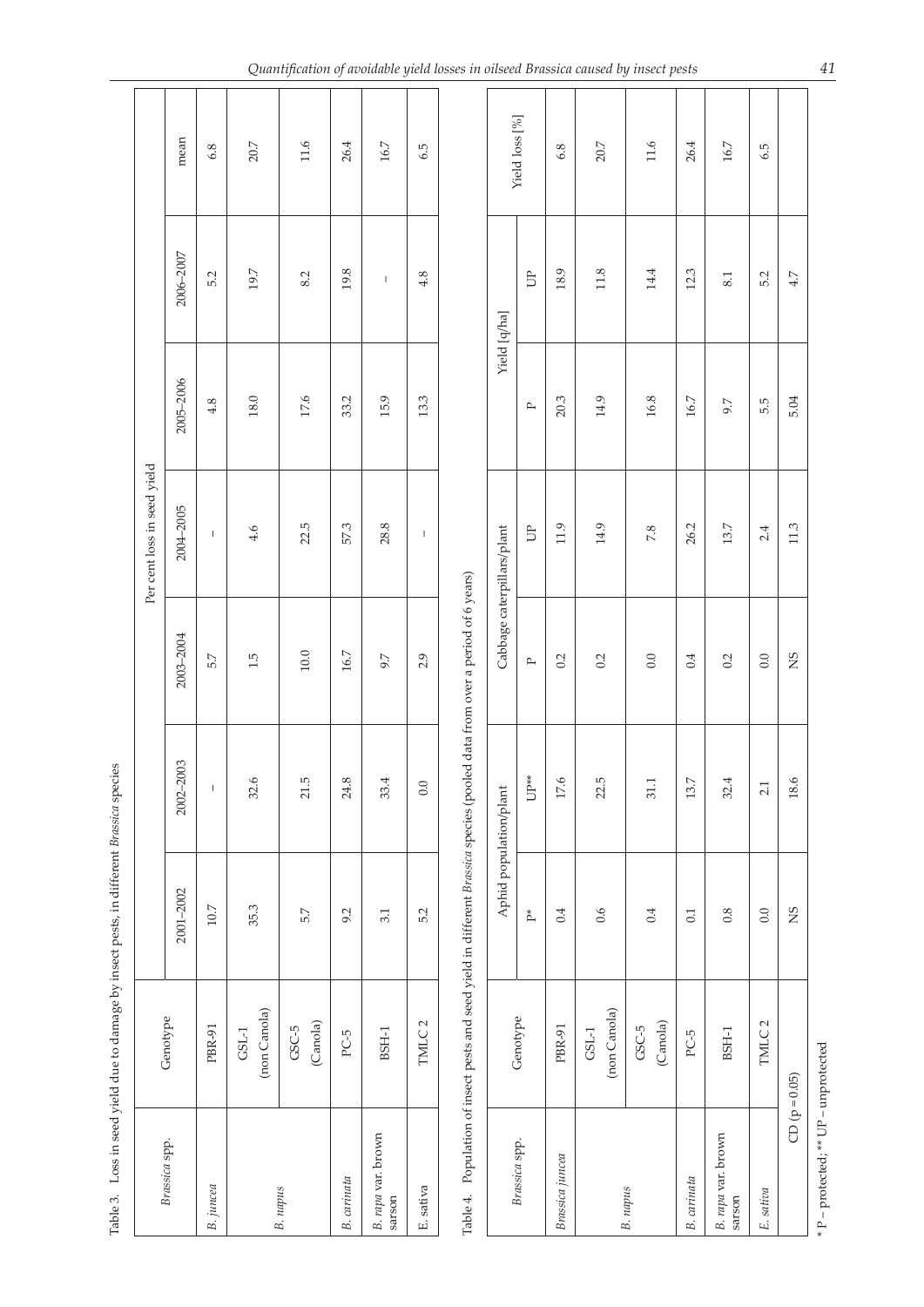Table 3. Loss in seed yield due to damage by insect pests, in different *Brassica* species

| *Brassica* spp. | Genotype | Per cent loss in seed yield | | | | | | |
|---|---|---|---|---|---|---|---|---|
| | | 2001–2002 | 2002–2003 | 2003–2004 | 2004–2005 | 2005–2006 | 2006–2007 | mean |
| *B. juncea* | PBR-91 | 10.7 | – | 5.7 | – | 4.8 | 5.2 | 6.8 |
| *B. napus* | GSL-1 (non Canola) | 35.3 | 32.6 | 1.5 | 4.6 | 18.0 | 19.7 | 20.7 |
| | GSC-5 (Canola) | 5.7 | 21.5 | 10.0 | 22.5 | 17.6 | 8.2 | 11.6 |
| *B. carinata* | PC-5 | 9.2 | 24.8 | 16.7 | 57.3 | 33.2 | 19.8 | 26.4 |
| *B. rapa* var. brown sarson | BSH-1 | 3.1 | 33.4 | 9.7 | 28.8 | 15.9 | – | 16.7 |
| E. sativa | TMLC 2 | 5.2 | 0.0 | 2.9 | – | 13.3 | 4.8 | 6.5 |

Table 4. Population of insect pests and seed yield in different *Brassica* species (pooled data from over a period of 6 years)

| *Brassica* spp. | Genotype | Aphid population/plant | | Cabbage caterpillars/plant | | Yield [q/ha] | | Yield loss [%] |
|---|---|---|---|---|---|---|---|---|
| | | P* | UP** | P | UP | P | UP | |
| *Brassica juncea* | PBR-91 | 0.4 | 17.6 | 0.2 | 11.9 | 20.3 | 18.9 | 6.8 |
| *B. napus* | GSL-1 (non Canola) | 0.6 | 22.5 | 0.2 | 14.9 | 14.9 | 11.8 | 20.7 |
| | GSC-5 (Canola) | 0.4 | 31.1 | 0.0 | 7.8 | 16.8 | 14.4 | 11.6 |
| *B. carinata* | PC-5 | 0.1 | 13.7 | 0.4 | 26.2 | 16.7 | 12.3 | 26.4 |
| *B. rapa* var. brown sarson | BSH-1 | 0.8 | 32.4 | 0.2 | 13.7 | 9.7 | 8.1 | 16.7 |
| *E. sativa* | TMLC 2 | 0.0 | 2.1 | 0.0 | 2.4 | 5.5 | 5.2 | 6.5 |
| CD (p = 0.05) | | NS | 18.6 | NS | 11.3 | 5.04 | 4.7 | |

\* P – protected; ** UP – unprotected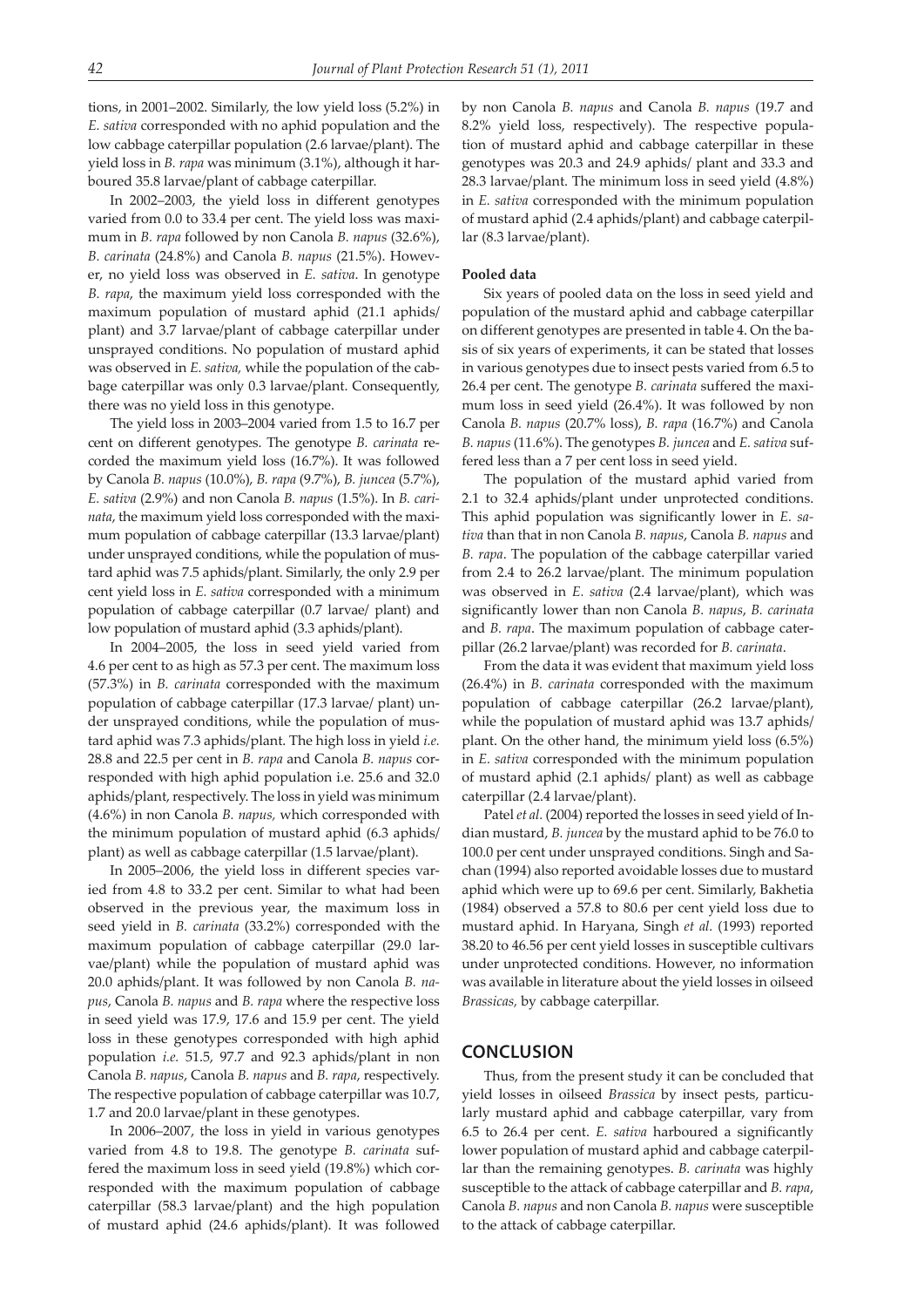tions, in 2001–2002. Similarly, the low yield loss (5.2%) in *E. sativa* corresponded with no aphid population and the low cabbage caterpillar population (2.6 larvae/plant). The yield loss in *B. rapa* was minimum (3.1%), although it harboured 35.8 larvae/plant of cabbage caterpillar.

In 2002–2003, the yield loss in different genotypes varied from 0.0 to 33.4 per cent. The yield loss was maximum in *B. rapa* followed by non Canola *B. napus* (32.6%), *B. carinata* (24.8%) and Canola *B. napus* (21.5%). However, no yield loss was observed in *E. sativa*. In genotype *B. rapa*, the maximum yield loss corresponded with the maximum population of mustard aphid (21.1 aphids/plant) and 3.7 larvae/plant of cabbage caterpillar under unsprayed conditions. No population of mustard aphid was observed in *E. sativa,* while the population of the cabbage caterpillar was only 0.3 larvae/plant. Consequently, there was no yield loss in this genotype.

The yield loss in 2003–2004 varied from 1.5 to 16.7 per cent on different genotypes. The genotype *B. carinata* recorded the maximum yield loss (16.7%). It was followed by Canola *B. napus* (10.0%), *B. rapa* (9.7%), *B. juncea* (5.7%), *E. sativa* (2.9%) and non Canola *B. napus* (1.5%). In *B. carinata*, the maximum yield loss corresponded with the maximum population of cabbage caterpillar (13.3 larvae/plant) under unsprayed conditions, while the population of mustard aphid was 7.5 aphids/plant. Similarly, the only 2.9 per cent yield loss in *E. sativa* corresponded with a minimum population of cabbage caterpillar (0.7 larvae/ plant) and low population of mustard aphid (3.3 aphids/plant).

In 2004–2005, the loss in seed yield varied from 4.6 per cent to as high as 57.3 per cent. The maximum loss (57.3%) in *B. carinata* corresponded with the maximum population of cabbage caterpillar (17.3 larvae/ plant) under unsprayed conditions, while the population of mustard aphid was 7.3 aphids/plant. The high loss in yield *i.e.* 28.8 and 22.5 per cent in *B. rapa* and Canola *B. napus* corresponded with high aphid population i.e. 25.6 and 32.0 aphids/plant, respectively. The loss in yield was minimum (4.6%) in non Canola *B. napus,* which corresponded with the minimum population of mustard aphid (6.3 aphids/plant) as well as cabbage caterpillar (1.5 larvae/plant).

In 2005–2006, the yield loss in different species varied from 4.8 to 33.2 per cent. Similar to what had been observed in the previous year, the maximum loss in seed yield in *B. carinata* (33.2%) corresponded with the maximum population of cabbage caterpillar (29.0 larvae/plant) while the population of mustard aphid was 20.0 aphids/plant. It was followed by non Canola *B. napus*, Canola *B. napus* and *B. rapa* where the respective loss in seed yield was 17.9, 17.6 and 15.9 per cent. The yield loss in these genotypes corresponded with high aphid population *i.e.* 51.5, 97.7 and 92.3 aphids/plant in non Canola *B. napus*, Canola *B. napus* and *B. rapa*, respectively. The respective population of cabbage caterpillar was 10.7, 1.7 and 20.0 larvae/plant in these genotypes.

In 2006–2007, the loss in yield in various genotypes varied from 4.8 to 19.8. The genotype *B. carinata* suffered the maximum loss in seed yield (19.8%) which corresponded with the maximum population of cabbage caterpillar (58.3 larvae/plant) and the high population of mustard aphid (24.6 aphids/plant). It was followed by non Canola *B. napus* and Canola *B. napus* (19.7 and 8.2% yield loss, respectively). The respective population of mustard aphid and cabbage caterpillar in these genotypes was 20.3 and 24.9 aphids/ plant and 33.3 and 28.3 larvae/plant. The minimum loss in seed yield (4.8%) in *E. sativa* corresponded with the minimum population of mustard aphid (2.4 aphids/plant) and cabbage caterpillar (8.3 larvae/plant).

**Pooled data**

Six years of pooled data on the loss in seed yield and population of the mustard aphid and cabbage caterpillar on different genotypes are presented in table 4. On the basis of six years of experiments, it can be stated that losses in various genotypes due to insect pests varied from 6.5 to 26.4 per cent. The genotype *B. carinata* suffered the maximum loss in seed yield (26.4%). It was followed by non Canola *B. napus* (20.7% loss), *B. rapa* (16.7%) and Canola *B. napus* (11.6%). The genotypes *B. juncea* and *E. sativa* suffered less than a 7 per cent loss in seed yield.

The population of the mustard aphid varied from 2.1 to 32.4 aphids/plant under unprotected conditions. This aphid population was significantly lower in *E. sativa* than that in non Canola *B. napus*, Canola *B. napus* and *B. rapa*. The population of the cabbage caterpillar varied from 2.4 to 26.2 larvae/plant. The minimum population was observed in *E. sativa* (2.4 larvae/plant), which was significantly lower than non Canola *B. napus*, *B. carinata* and *B. rapa*. The maximum population of cabbage caterpillar (26.2 larvae/plant) was recorded for *B. carinata*.

From the data it was evident that maximum yield loss (26.4%) in *B. carinata* corresponded with the maximum population of cabbage caterpillar (26.2 larvae/plant), while the population of mustard aphid was 13.7 aphids/plant. On the other hand, the minimum yield loss (6.5%) in *E. sativa* corresponded with the minimum population of mustard aphid (2.1 aphids/ plant) as well as cabbage caterpillar (2.4 larvae/plant).

Patel *et al.* (2004) reported the losses in seed yield of Indian mustard, *B. juncea* by the mustard aphid to be 76.0 to 100.0 per cent under unsprayed conditions. Singh and Sachan (1994) also reported avoidable losses due to mustard aphid which were up to 69.6 per cent. Similarly, Bakhetia (1984) observed a 57.8 to 80.6 per cent yield loss due to mustard aphid. In Haryana, Singh *et al.* (1993) reported 38.20 to 46.56 per cent yield losses in susceptible cultivars under unprotected conditions. However, no information was available in literature about the yield losses in oilseed *Brassicas,* by cabbage caterpillar.

## CONCLUSION

Thus, from the present study it can be concluded that yield losses in oilseed *Brassica* by insect pests, particularly mustard aphid and cabbage caterpillar, vary from 6.5 to 26.4 per cent. *E. sativa* harboured a significantly lower population of mustard aphid and cabbage caterpillar than the remaining genotypes. *B. carinata* was highly susceptible to the attack of cabbage caterpillar and *B. rapa,* Canola *B. napus* and non Canola *B. napus* were susceptible to the attack of cabbage caterpillar.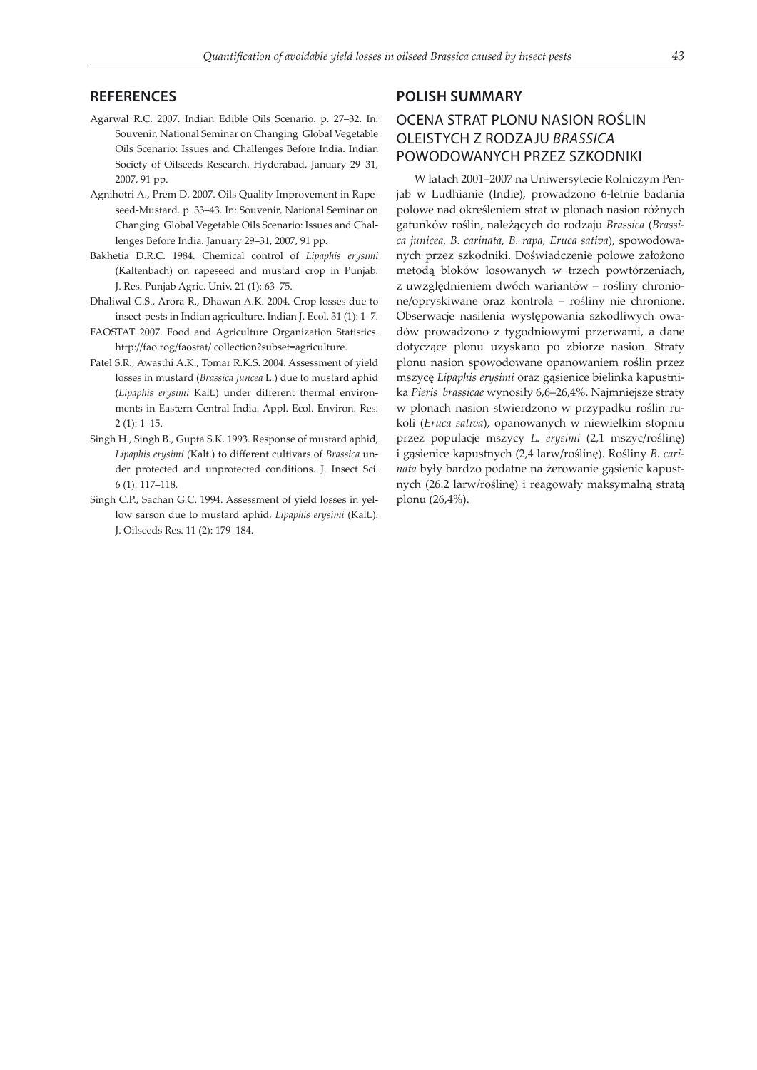## REFERENCES

Agarwal R.C. 2007. Indian Edible Oils Scenario. p. 27–32. In: Souvenir, National Seminar on Changing Global Vegetable Oils Scenario: Issues and Challenges Before India. Indian Society of Oilseeds Research. Hyderabad, January 29–31, 2007, 91 pp.

Agnihotri A., Prem D. 2007. Oils Quality Improvement in Rapeseed-Mustard. p. 33–43. In: Souvenir, National Seminar on Changing Global Vegetable Oils Scenario: Issues and Challenges Before India. January 29–31, 2007, 91 pp.

Bakhetia D.R.C. 1984. Chemical control of *Lipaphis erysimi* (Kaltenbach) on rapeseed and mustard crop in Punjab. J. Res. Punjab Agric. Univ. 21 (1): 63–75.

Dhaliwal G.S., Arora R., Dhawan A.K. 2004. Crop losses due to insect-pests in Indian agriculture. Indian J. Ecol. 31 (1): 1–7.

FAOSTAT 2007. Food and Agriculture Organization Statistics. http://fao.rog/faostat/ collection?subset=agriculture.

Patel S.R., Awasthi A.K., Tomar R.K.S. 2004. Assessment of yield losses in mustard (*Brassica juncea* L.) due to mustard aphid (*Lipaphis erysimi* Kalt.) under different thermal environments in Eastern Central India. Appl. Ecol. Environ. Res. 2 (1): 1–15.

Singh H., Singh B., Gupta S.K. 1993. Response of mustard aphid, *Lipaphis erysimi* (Kalt.) to different cultivars of *Brassica* under protected and unprotected conditions. J. Insect Sci. 6 (1): 117–118.

Singh C.P., Sachan G.C. 1994. Assessment of yield losses in yellow sarson due to mustard aphid, *Lipaphis erysimi* (Kalt.). J. Oilseeds Res. 11 (2): 179–184.

## POLISH SUMMARY

### OCENA STRAT PLONU NASION ROŚLIN OLEISTYCH Z RODZAJU *BRASSICA* POWODOWANYCH PRZEZ SZKODNIKI

W latach 2001–2007 na Uniwersytecie Rolniczym Penjab w Ludhianie (Indie), prowadzono 6-letnie badania polowe nad określeniem strat w plonach nasion różnych gatunków roślin, należących do rodzaju *Brassica* (*Brassica junicea*, *B. carinata*, *B. rapa*, *Eruca sativa*), spowodowanych przez szkodniki. Doświadczenie polowe założono metodą bloków losowanych w trzech powtórzeniach, z uwzględnieniem dwóch wariantów – rośliny chronione/opryskiwane oraz kontrola – rośliny nie chronione. Obserwacje nasilenia występowania szkodliwych owadów prowadzono z tygodniowymi przerwami, a dane dotyczące plonu uzyskano po zbiorze nasion. Straty plonu nasion spowodowane opanowaniem roślin przez mszycę *Lipaphis erysimi* oraz gąsienice bielinka kapustnika *Pieris brassicae* wynosiły 6,6–26,4%. Najmniejsze straty w plonach nasion stwierdzono w przypadku roślin rukoli (*Eruca sativa*), opanowanych w niewielkim stopniu przez populacje mszycy *L. erysimi* (2,1 mszyc/roślinę) i gąsienice kapustnych (2,4 larw/roślinę). Rośliny *B. carinata* były bardzo podatne na żerowanie gąsienic kapustnych (26.2 larw/roślinę) i reagowały maksymalną stratą plonu (26,4%).